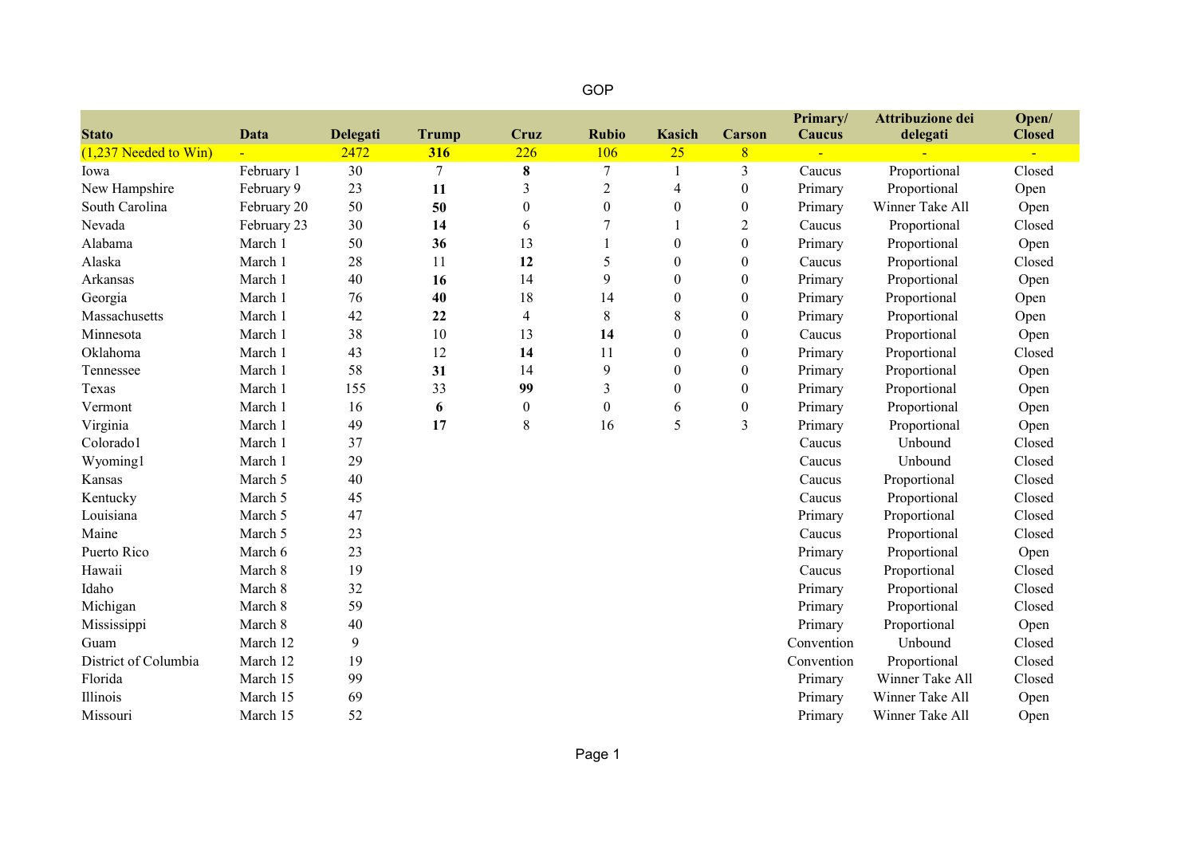GOP

| Stato | Data | Delegati | Trump | Cruz | Rubio | Kasich | Carson | Primary/ Caucus | Attribuzione dei delegati | Open/ Closed |
|---|---|---|---|---|---|---|---|---|---|---|
| (1,237 Needed to Win) | - | 2472 | **316** | 226 | 106 | 25 | 8 | - | - | - |
| Iowa | February 1 | 30 | 7 | **8** | 7 | 1 | 3 | Caucus | Proportional | Closed |
| New Hampshire | February 9 | 23 | **11** | 3 | 2 | 4 | 0 | Primary | Proportional | Open |
| South Carolina | February 20 | 50 | **50** | 0 | 0 | 0 | 0 | Primary | Winner Take All | Open |
| Nevada | February 23 | 30 | **14** | 6 | 7 | 1 | 2 | Caucus | Proportional | Closed |
| Alabama | March 1 | 50 | **36** | 13 | 1 | 0 | 0 | Primary | Proportional | Open |
| Alaska | March 1 | 28 | 11 | **12** | 5 | 0 | 0 | Caucus | Proportional | Closed |
| Arkansas | March 1 | 40 | **16** | 14 | 9 | 0 | 0 | Primary | Proportional | Open |
| Georgia | March 1 | 76 | **40** | 18 | 14 | 0 | 0 | Primary | Proportional | Open |
| Massachusetts | March 1 | 42 | **22** | 4 | 8 | 8 | 0 | Primary | Proportional | Open |
| Minnesota | March 1 | 38 | 10 | 13 | **14** | 0 | 0 | Caucus | Proportional | Open |
| Oklahoma | March 1 | 43 | 12 | **14** | 11 | 0 | 0 | Primary | Proportional | Closed |
| Tennessee | March 1 | 58 | **31** | 14 | 9 | 0 | 0 | Primary | Proportional | Open |
| Texas | March 1 | 155 | 33 | **99** | 3 | 0 | 0 | Primary | Proportional | Open |
| Vermont | March 1 | 16 | **6** | 0 | 0 | 6 | 0 | Primary | Proportional | Open |
| Virginia | March 1 | 49 | **17** | 8 | 16 | 5 | 3 | Primary | Proportional | Open |
| Colorado1 | March 1 | 37 | | | | | | Caucus | Unbound | Closed |
| Wyoming1 | March 1 | 29 | | | | | | Caucus | Unbound | Closed |
| Kansas | March 5 | 40 | | | | | | Caucus | Proportional | Closed |
| Kentucky | March 5 | 45 | | | | | | Caucus | Proportional | Closed |
| Louisiana | March 5 | 47 | | | | | | Primary | Proportional | Closed |
| Maine | March 5 | 23 | | | | | | Caucus | Proportional | Closed |
| Puerto Rico | March 6 | 23 | | | | | | Primary | Proportional | Open |
| Hawaii | March 8 | 19 | | | | | | Caucus | Proportional | Closed |
| Idaho | March 8 | 32 | | | | | | Primary | Proportional | Closed |
| Michigan | March 8 | 59 | | | | | | Primary | Proportional | Closed |
| Mississippi | March 8 | 40 | | | | | | Primary | Proportional | Open |
| Guam | March 12 | 9 | | | | | | Convention | Unbound | Closed |
| District of Columbia | March 12 | 19 | | | | | | Convention | Proportional | Closed |
| Florida | March 15 | 99 | | | | | | Primary | Winner Take All | Closed |
| Illinois | March 15 | 69 | | | | | | Primary | Winner Take All | Open |
| Missouri | March 15 | 52 | | | | | | Primary | Winner Take All | Open |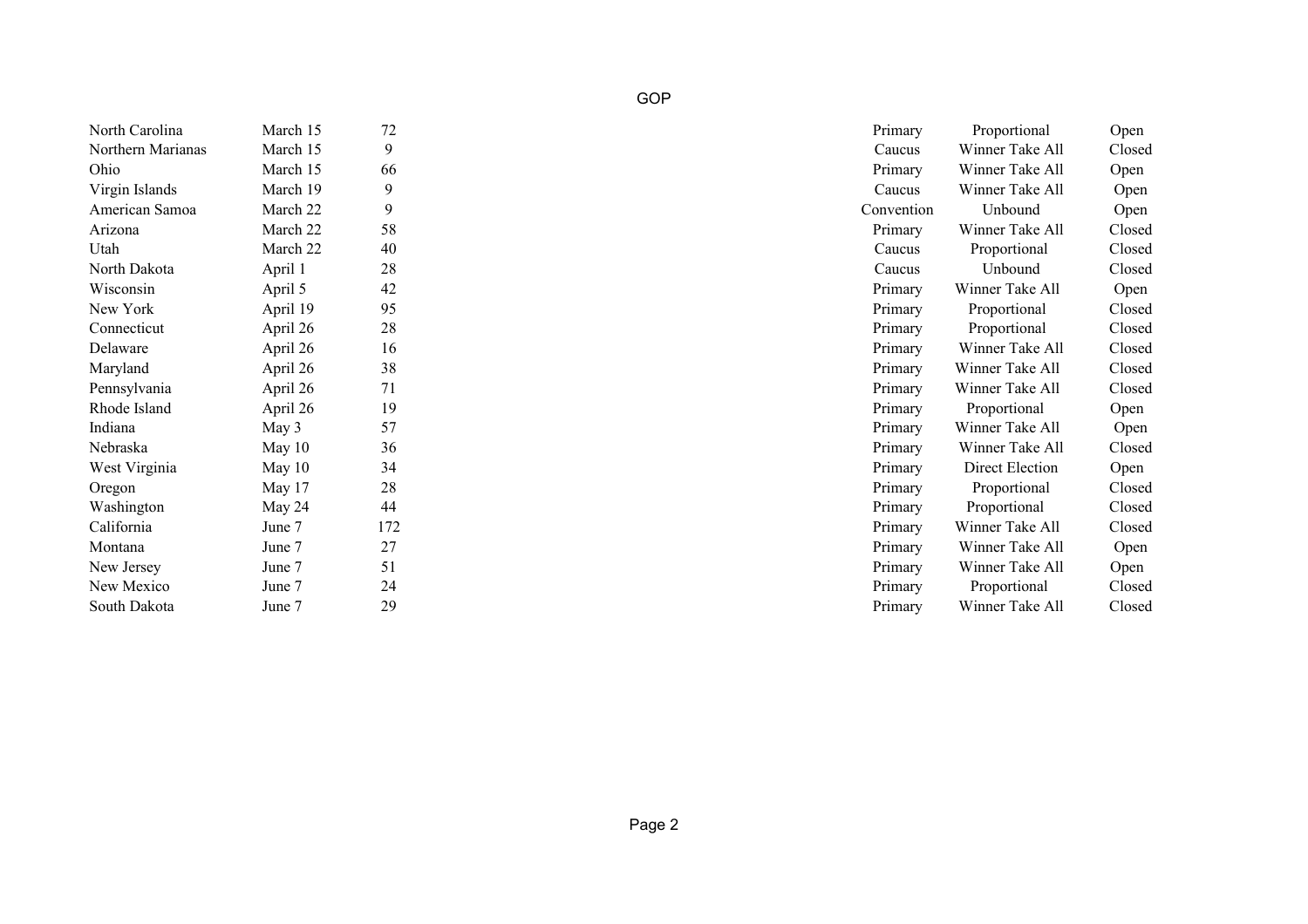GOP

| | | | | | |
|---|---|---|---|---|---|
| North Carolina | March 15 | 72 | Primary | Proportional | Open |
| Northern Marianas | March 15 | 9 | Caucus | Winner Take All | Closed |
| Ohio | March 15 | 66 | Primary | Winner Take All | Open |
| Virgin Islands | March 19 | 9 | Caucus | Winner Take All | Open |
| American Samoa | March 22 | 9 | Convention | Unbound | Open |
| Arizona | March 22 | 58 | Primary | Winner Take All | Closed |
| Utah | March 22 | 40 | Caucus | Proportional | Closed |
| North Dakota | April 1 | 28 | Caucus | Unbound | Closed |
| Wisconsin | April 5 | 42 | Primary | Winner Take All | Open |
| New York | April 19 | 95 | Primary | Proportional | Closed |
| Connecticut | April 26 | 28 | Primary | Proportional | Closed |
| Delaware | April 26 | 16 | Primary | Winner Take All | Closed |
| Maryland | April 26 | 38 | Primary | Winner Take All | Closed |
| Pennsylvania | April 26 | 71 | Primary | Winner Take All | Closed |
| Rhode Island | April 26 | 19 | Primary | Proportional | Open |
| Indiana | May 3 | 57 | Primary | Winner Take All | Open |
| Nebraska | May 10 | 36 | Primary | Winner Take All | Closed |
| West Virginia | May 10 | 34 | Primary | Direct Election | Open |
| Oregon | May 17 | 28 | Primary | Proportional | Closed |
| Washington | May 24 | 44 | Primary | Proportional | Closed |
| California | June 7 | 172 | Primary | Winner Take All | Closed |
| Montana | June 7 | 27 | Primary | Winner Take All | Open |
| New Jersey | June 7 | 51 | Primary | Winner Take All | Open |
| New Mexico | June 7 | 24 | Primary | Proportional | Closed |
| South Dakota | June 7 | 29 | Primary | Winner Take All | Closed |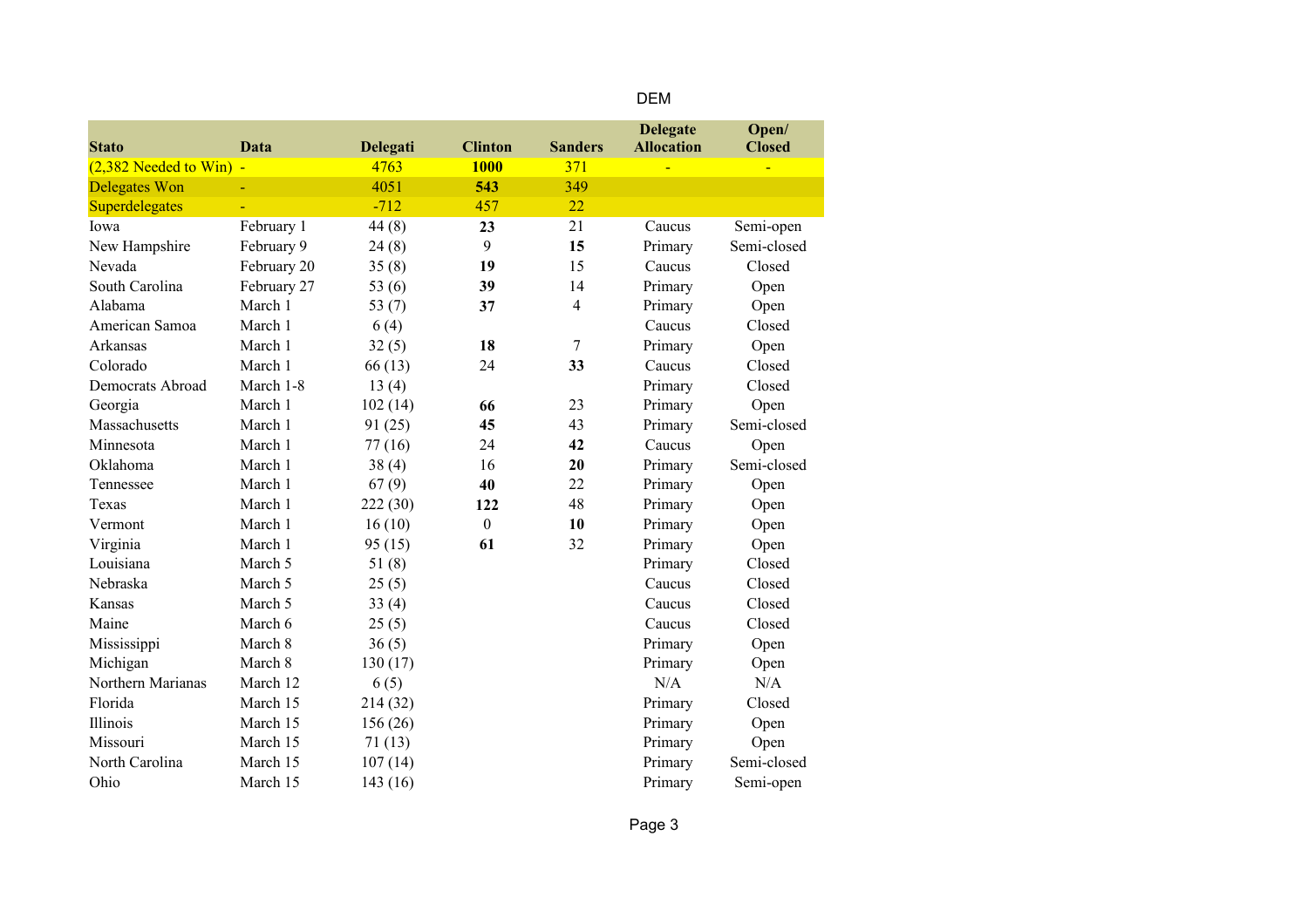DEM

| Stato | Data | Delegati | Clinton | Sanders | Delegate Allocation | Open/ Closed |
|---|---|---|---|---|---|---|
| (2,382 Needed to Win) | - | 4763 | **1000** | 371 | - | - |
| Delegates Won | - | 4051 | **543** | 349 | | |
| Superdelegates | - | -712 | 457 | 22 | | |
| Iowa | February 1 | 44 (8) | **23** | 21 | Caucus | Semi-open |
| New Hampshire | February 9 | 24 (8) | 9 | **15** | Primary | Semi-closed |
| Nevada | February 20 | 35 (8) | **19** | 15 | Caucus | Closed |
| South Carolina | February 27 | 53 (6) | **39** | 14 | Primary | Open |
| Alabama | March 1 | 53 (7) | **37** | 4 | Primary | Open |
| American Samoa | March 1 | 6 (4) | | | Caucus | Closed |
| Arkansas | March 1 | 32 (5) | **18** | 7 | Primary | Open |
| Colorado | March 1 | 66 (13) | 24 | **33** | Caucus | Closed |
| Democrats Abroad | March 1-8 | 13 (4) | | | Primary | Closed |
| Georgia | March 1 | 102 (14) | **66** | 23 | Primary | Open |
| Massachusetts | March 1 | 91 (25) | **45** | 43 | Primary | Semi-closed |
| Minnesota | March 1 | 77 (16) | 24 | **42** | Caucus | Open |
| Oklahoma | March 1 | 38 (4) | 16 | **20** | Primary | Semi-closed |
| Tennessee | March 1 | 67 (9) | **40** | 22 | Primary | Open |
| Texas | March 1 | 222 (30) | **122** | 48 | Primary | Open |
| Vermont | March 1 | 16 (10) | 0 | **10** | Primary | Open |
| Virginia | March 1 | 95 (15) | **61** | 32 | Primary | Open |
| Louisiana | March 5 | 51 (8) | | | Primary | Closed |
| Nebraska | March 5 | 25 (5) | | | Caucus | Closed |
| Kansas | March 5 | 33 (4) | | | Caucus | Closed |
| Maine | March 6 | 25 (5) | | | Caucus | Closed |
| Mississippi | March 8 | 36 (5) | | | Primary | Open |
| Michigan | March 8 | 130 (17) | | | Primary | Open |
| Northern Marianas | March 12 | 6 (5) | | | N/A | N/A |
| Florida | March 15 | 214 (32) | | | Primary | Closed |
| Illinois | March 15 | 156 (26) | | | Primary | Open |
| Missouri | March 15 | 71 (13) | | | Primary | Open |
| North Carolina | March 15 | 107 (14) | | | Primary | Semi-closed |
| Ohio | March 15 | 143 (16) | | | Primary | Semi-open |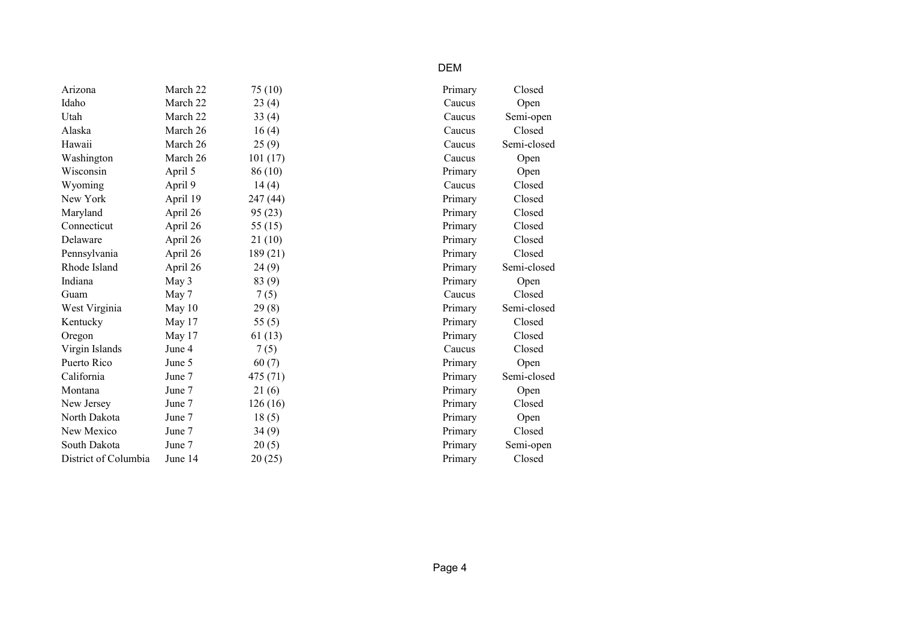DEM

| | | | | |
|---|---|---|---|---|
| Arizona | March 22 | 75 (10) | Primary | Closed |
| Idaho | March 22 | 23 (4) | Caucus | Open |
| Utah | March 22 | 33 (4) | Caucus | Semi-open |
| Alaska | March 26 | 16 (4) | Caucus | Closed |
| Hawaii | March 26 | 25 (9) | Caucus | Semi-closed |
| Washington | March 26 | 101 (17) | Caucus | Open |
| Wisconsin | April 5 | 86 (10) | Primary | Open |
| Wyoming | April 9 | 14 (4) | Caucus | Closed |
| New York | April 19 | 247 (44) | Primary | Closed |
| Maryland | April 26 | 95 (23) | Primary | Closed |
| Connecticut | April 26 | 55 (15) | Primary | Closed |
| Delaware | April 26 | 21 (10) | Primary | Closed |
| Pennsylvania | April 26 | 189 (21) | Primary | Closed |
| Rhode Island | April 26 | 24 (9) | Primary | Semi-closed |
| Indiana | May 3 | 83 (9) | Primary | Open |
| Guam | May 7 | 7 (5) | Caucus | Closed |
| West Virginia | May 10 | 29 (8) | Primary | Semi-closed |
| Kentucky | May 17 | 55 (5) | Primary | Closed |
| Oregon | May 17 | 61 (13) | Primary | Closed |
| Virgin Islands | June 4 | 7 (5) | Caucus | Closed |
| Puerto Rico | June 5 | 60 (7) | Primary | Open |
| California | June 7 | 475 (71) | Primary | Semi-closed |
| Montana | June 7 | 21 (6) | Primary | Open |
| New Jersey | June 7 | 126 (16) | Primary | Closed |
| North Dakota | June 7 | 18 (5) | Primary | Open |
| New Mexico | June 7 | 34 (9) | Primary | Closed |
| South Dakota | June 7 | 20 (5) | Primary | Semi-open |
| District of Columbia | June 14 | 20 (25) | Primary | Closed |